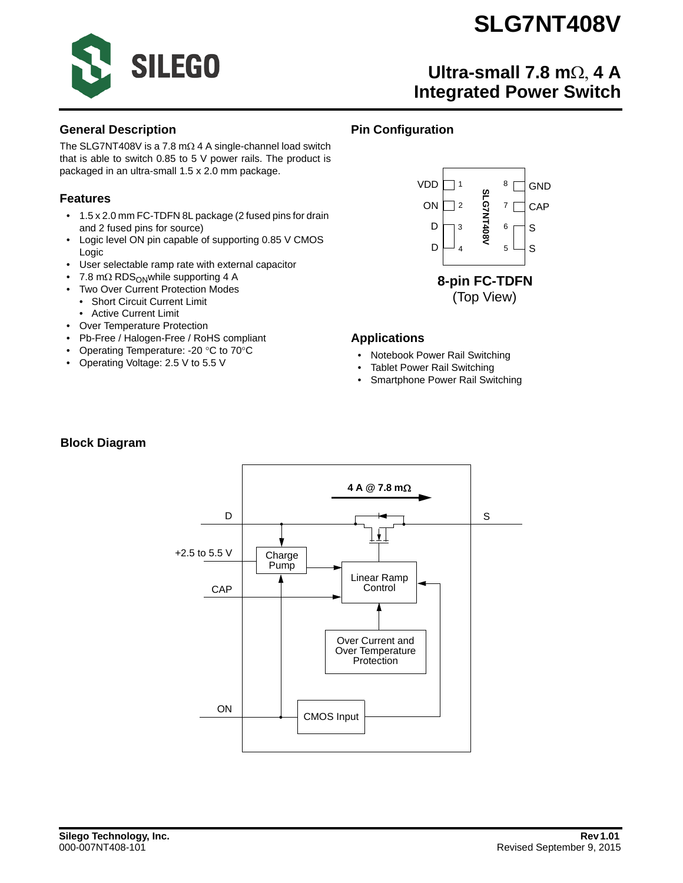# SLG7NT408V

## Ultra-small 7.8 mΩ, 4 A Integrated Power Switch

## General Description

The SLG7NT408V is a 7.8 mΩ 4 A single-channel load switch that is able to switch 0.85 to 5 V power rails. The product is packaged in an ultra-small 1.5 x 2.0 mm package.

## Features

- 1.5 x 2.0 mm FC-TDFN 8L package (2 fused pins for drain and 2 fused pins for source)
- Logic level ON pin capable of supporting 0.85 V CMOS Logic
- User selectable ramp rate with external capacitor
- 7.8 mΩ $RDS_{ON}$ while supporting 4 A
- Two Over Current Protection Modes
  - Short Circuit Current Limit
  - Active Current Limit
- Over Temperature Protection
- Pb-Free / Halogen-Free / RoHS compliant
- Operating Temperature: -20 °C to 70°C
- Operating Voltage: 2.5 V to 5.5 V

## Pin Configuration

| Pin | Name | Pin | Name |
|---|---|---|---|
| 1 | VDD | 8 | GND |
| 2 | ON | 7 | CAP |
| 3 | D | 6 | S |
| 4 | D | 5 | S |

**8-pin FC-TDFN**
(Top View)

## Applications

- Notebook Power Rail Switching
- Tablet Power Rail Switching
- Smartphone Power Rail Switching

## Block Diagram

4 A @ 7.8 mΩ

D, S, +2.5 to 5.5 V, CAP, ON, Charge Pump, Linear Ramp Control, Over Current and Over Temperature Protection, CMOS Input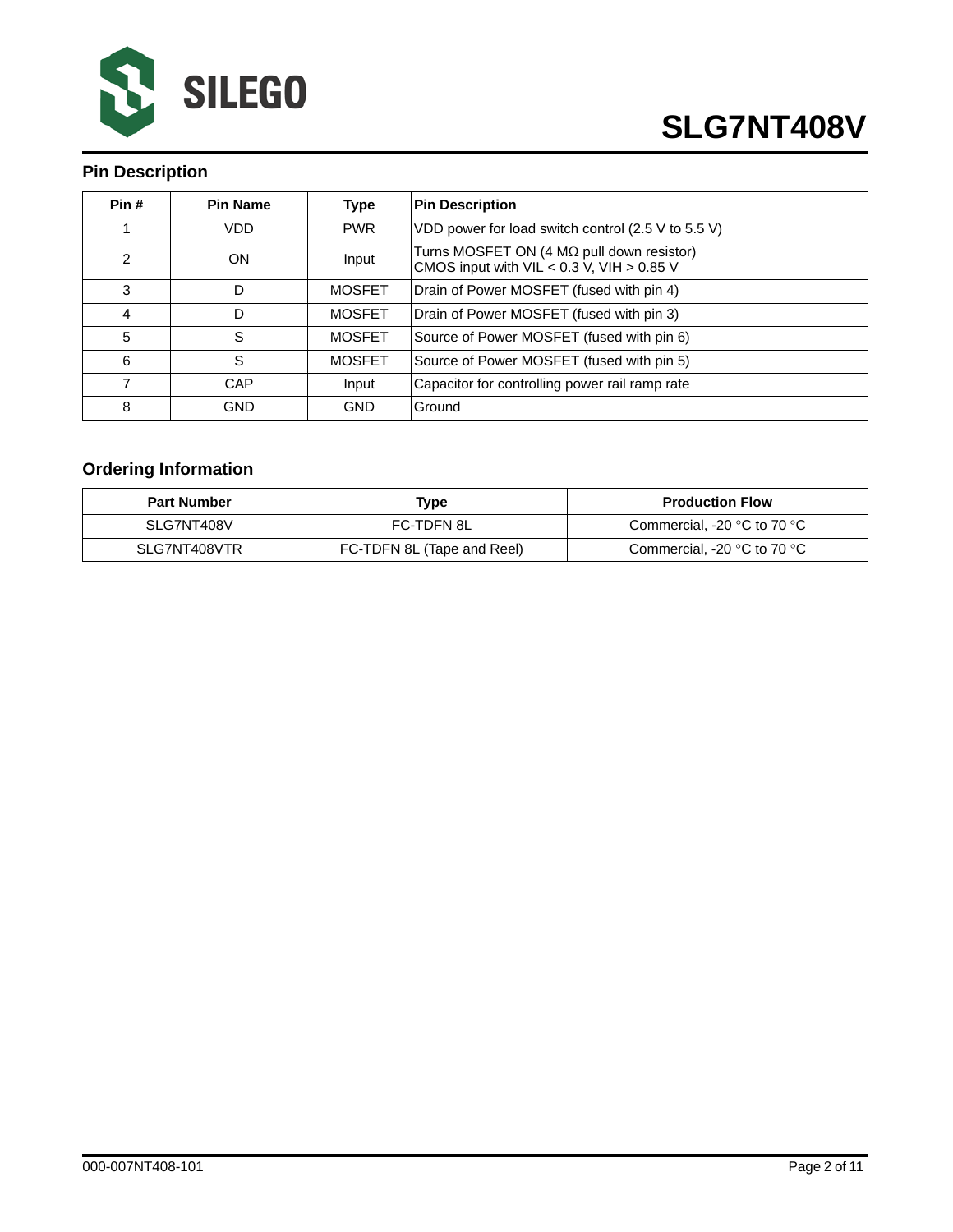## Pin Description

| Pin # | Pin Name | Type | Pin Description |
|---|---|---|---|
| 1 | VDD | PWR | VDD power for load switch control (2.5 V to 5.5 V) |
| 2 | ON | Input | Turns MOSFET ON (4 MΩ pull down resistor)<br>CMOS input with VIL < 0.3 V, VIH > 0.85 V |
| 3 | D | MOSFET | Drain of Power MOSFET (fused with pin 4) |
| 4 | D | MOSFET | Drain of Power MOSFET (fused with pin 3) |
| 5 | S | MOSFET | Source of Power MOSFET (fused with pin 6) |
| 6 | S | MOSFET | Source of Power MOSFET (fused with pin 5) |
| 7 | CAP | Input | Capacitor for controlling power rail ramp rate |
| 8 | GND | GND | Ground |

## Ordering Information

| Part Number | Type | Production Flow |
|---|---|---|
| SLG7NT408V | FC-TDFN 8L | Commercial, -20 °C to 70 °C |
| SLG7NT408VTR | FC-TDFN 8L (Tape and Reel) | Commercial, -20 °C to 70 °C |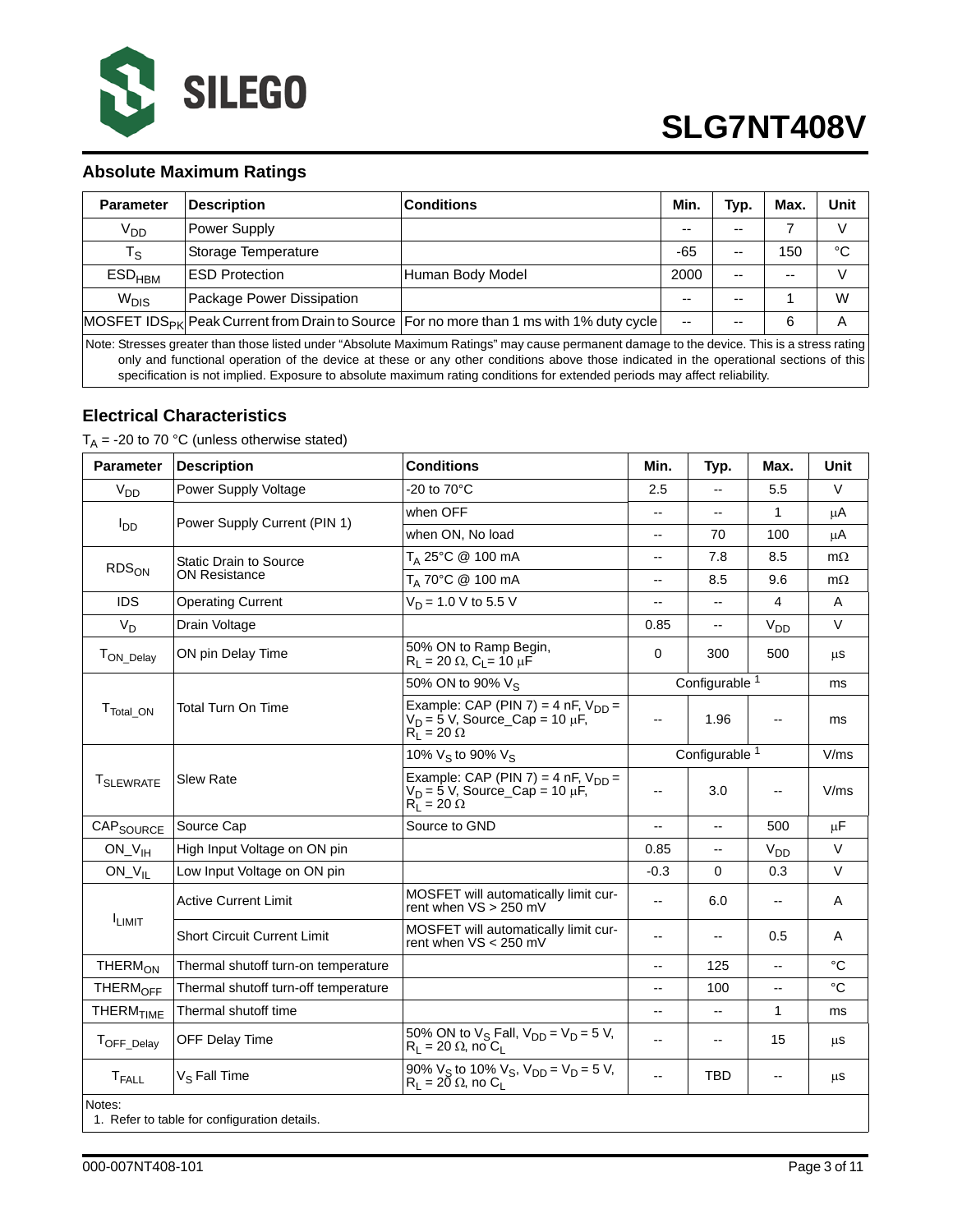## Absolute Maximum Ratings

| Parameter | Description | Conditions | Min. | Typ. | Max. | Unit |
|---|---|---|---|---|---|---|
| $V_{DD}$ | Power Supply | | -- | -- | 7 | V |
| $T_S$ | Storage Temperature | | -65 | -- | 150 | °C |
| $ESD_{HBM}$ | ESD Protection | Human Body Model | 2000 | -- | -- | V |
| $W_{DIS}$ | Package Power Dissipation | | -- | -- | 1 | W |
| MOSFET $IDS_{PK}$ | Peak Current from Drain to Source | For no more than 1 ms with 1% duty cycle | -- | -- | 6 | A |

Note: Stresses greater than those listed under "Absolute Maximum Ratings" may cause permanent damage to the device. This is a stress rating only and functional operation of the device at these or any other conditions above those indicated in the operational sections of this specification is not implied. Exposure to absolute maximum rating conditions for extended periods may affect reliability.

## Electrical Characteristics

$T_A$ = -20 to 70 °C (unless otherwise stated)

| Parameter | Description | Conditions | Min. | Typ. | Max. | Unit |
|---|---|---|---|---|---|---|
| $V_{DD}$ | Power Supply Voltage | -20 to 70°C | 2.5 | -- | 5.5 | V |
| $I_{DD}$ | Power Supply Current (PIN 1) | when OFF | -- | -- | 1 | µA |
| | | when ON, No load | -- | 70 | 100 | µA |
| $RDS_{ON}$ | Static Drain to Source ON Resistance | $T_A$ 25°C @ 100 mA | -- | 7.8 | 8.5 | mΩ |
| | | $T_A$ 70°C @ 100 mA | -- | 8.5 | 9.6 | mΩ |
| IDS | Operating Current | $V_D$ = 1.0 V to 5.5 V | -- | -- | 4 | A |
| $V_D$ | Drain Voltage | | 0.85 | -- | $V_{DD}$ | V |
| $T_{ON\_Delay}$ | ON pin Delay Time | 50% ON to Ramp Begin, $R_L$ = 20 Ω, $C_L$ = 10 µF | 0 | 300 | 500 | µs |
| $T_{Total\_ON}$ | Total Turn On Time | 50% ON to 90% $V_S$ | | Configurable [1] | | ms |
| | | Example: CAP (PIN 7) = 4 nF, $V_{DD}$ = $V_D$ = 5 V, Source_Cap = 10 µF, $R_L$ = 20 Ω | -- | 1.96 | -- | ms |
| $T_{SLEWRATE}$ | Slew Rate | 10% $V_S$ to 90% $V_S$ | | Configurable [1] | | V/ms |
| | | Example: CAP (PIN 7) = 4 nF, $V_{DD}$ = $V_D$ = 5 V, Source_Cap = 10 µF, $R_L$ = 20 Ω | -- | 3.0 | -- | V/ms |
| $CAP_{SOURCE}$ | Source Cap | Source to GND | -- | -- | 500 | µF |
| $ON\_V_{IH}$ | High Input Voltage on ON pin | | 0.85 | -- | $V_{DD}$ | V |
| $ON\_V_{IL}$ | Low Input Voltage on ON pin | | -0.3 | 0 | 0.3 | V |
| $I_{LIMIT}$ | Active Current Limit | MOSFET will automatically limit current when VS > 250 mV | -- | 6.0 | -- | A |
| | Short Circuit Current Limit | MOSFET will automatically limit current when VS < 250 mV | -- | -- | 0.5 | A |
| $THERM_{ON}$ | Thermal shutoff turn-on temperature | | -- | 125 | -- | °C |
| $THERM_{OFF}$ | Thermal shutoff turn-off temperature | | -- | 100 | -- | °C |
| $THERM_{TIME}$ | Thermal shutoff time | | -- | -- | 1 | ms |
| $T_{OFF\_Delay}$ | OFF Delay Time | 50% ON to $V_S$ Fall, $V_{DD}$ = $V_D$ = 5 V, $R_L$ = 20 Ω, no $C_L$ | -- | -- | 15 | µs |
| $T_{FALL}$ | $V_S$ Fall Time | 90% $V_S$ to 10% $V_S$, $V_{DD}$ = $V_D$ = 5 V, $R_L$ = 20 Ω, no $C_L$ | -- | TBD | -- | µs |

Notes:
1. Refer to table for configuration details.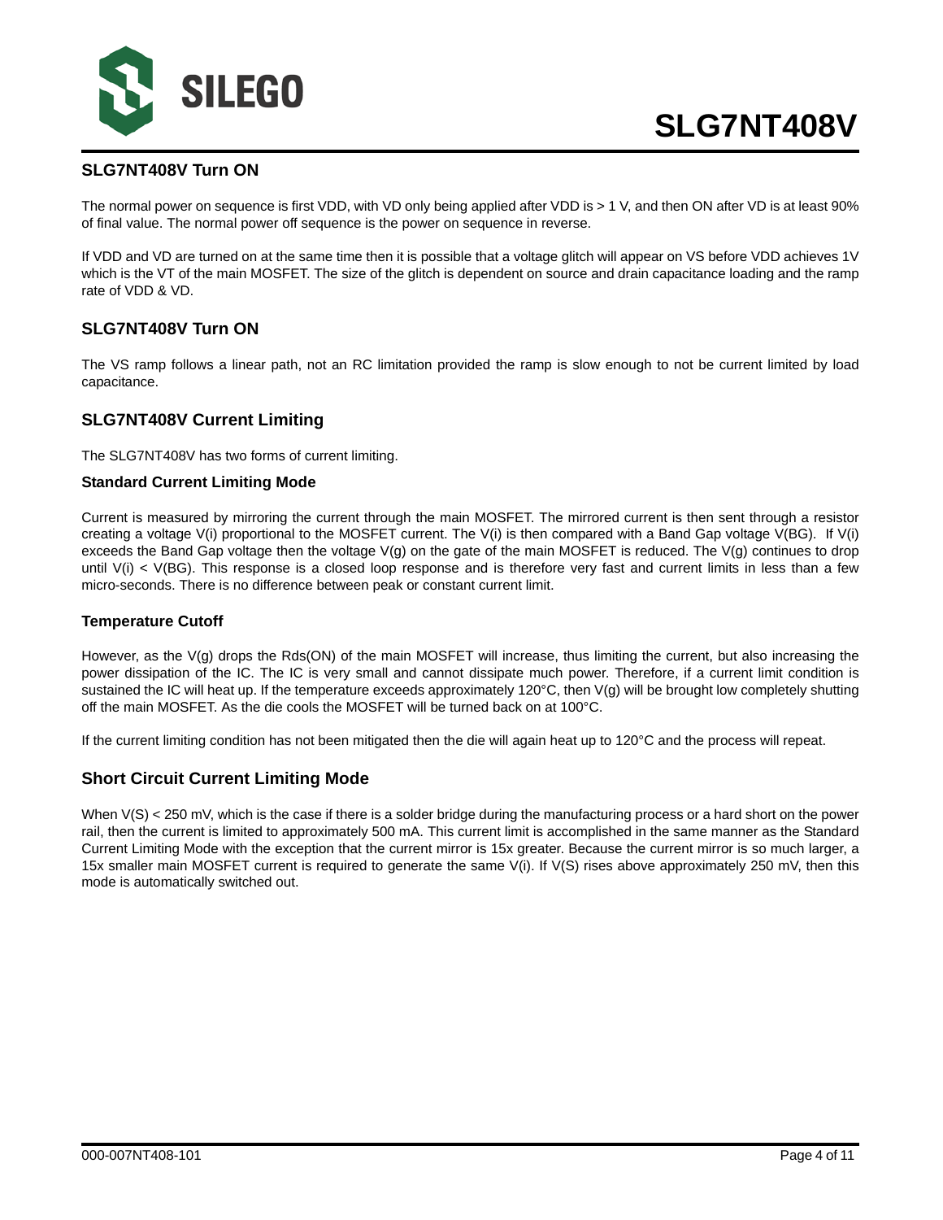## SLG7NT408V Turn ON

The normal power on sequence is first VDD, with VD only being applied after VDD is > 1 V, and then ON after VD is at least 90% of final value. The normal power off sequence is the power on sequence in reverse.

If VDD and VD are turned on at the same time then it is possible that a voltage glitch will appear on VS before VDD achieves 1V which is the VT of the main MOSFET. The size of the glitch is dependent on source and drain capacitance loading and the ramp rate of VDD & VD.

## SLG7NT408V Turn ON

The VS ramp follows a linear path, not an RC limitation provided the ramp is slow enough to not be current limited by load capacitance.

## SLG7NT408V Current Limiting

The SLG7NT408V has two forms of current limiting.

### Standard Current Limiting Mode

Current is measured by mirroring the current through the main MOSFET. The mirrored current is then sent through a resistor creating a voltage V(i) proportional to the MOSFET current. The V(i) is then compared with a Band Gap voltage V(BG). If V(i) exceeds the Band Gap voltage then the voltage V(g) on the gate of the main MOSFET is reduced. The V(g) continues to drop until V(i) < V(BG). This response is a closed loop response and is therefore very fast and current limits in less than a few micro-seconds. There is no difference between peak or constant current limit.

### Temperature Cutoff

However, as the V(g) drops the Rds(ON) of the main MOSFET will increase, thus limiting the current, but also increasing the power dissipation of the IC. The IC is very small and cannot dissipate much power. Therefore, if a current limit condition is sustained the IC will heat up. If the temperature exceeds approximately 120°C, then V(g) will be brought low completely shutting off the main MOSFET. As the die cools the MOSFET will be turned back on at 100°C.

If the current limiting condition has not been mitigated then the die will again heat up to 120°C and the process will repeat.

## Short Circuit Current Limiting Mode

When V(S) < 250 mV, which is the case if there is a solder bridge during the manufacturing process or a hard short on the power rail, then the current is limited to approximately 500 mA. This current limit is accomplished in the same manner as the Standard Current Limiting Mode with the exception that the current mirror is 15x greater. Because the current mirror is so much larger, a 15x smaller main MOSFET current is required to generate the same V(i). If V(S) rises above approximately 250 mV, then this mode is automatically switched out.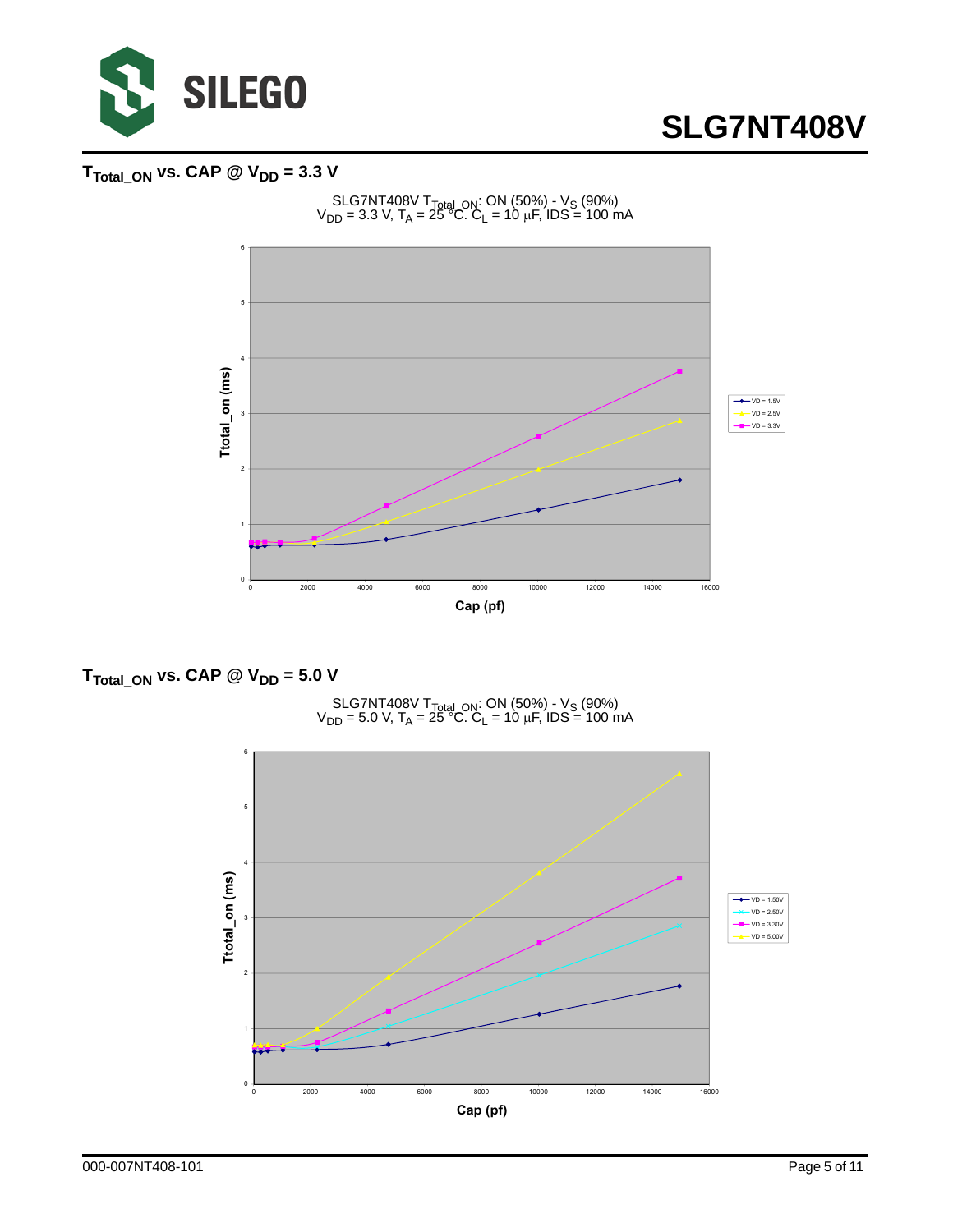## $T_{Total\_ON}$ vs. CAP @ $V_{DD}$ = 3.3 V

SLG7NT408V $T_{Total\_ON}$: ON (50%) - $V_S$ (90%)
$V_{DD}$ = 3.3 V, $T_A$ = 25 °C. $C_L$ = 10 µF, IDS = 100 mA

Ttotal_on (ms)

Cap (pf)

VD = 1.5V
VD = 2.5V
VD = 3.3V

## $T_{Total\_ON}$ vs. CAP @ $V_{DD}$ = 5.0 V

SLG7NT408V $T_{Total\_ON}$: ON (50%) - $V_S$ (90%)
$V_{DD}$ = 5.0 V, $T_A$ = 25 °C. $C_L$ = 10 µF, IDS = 100 mA

Ttotal_on (ms)

Cap (pf)

VD = 1.50V
VD = 2.50V
VD = 3.30V
VD = 5.00V

000-007NT408-101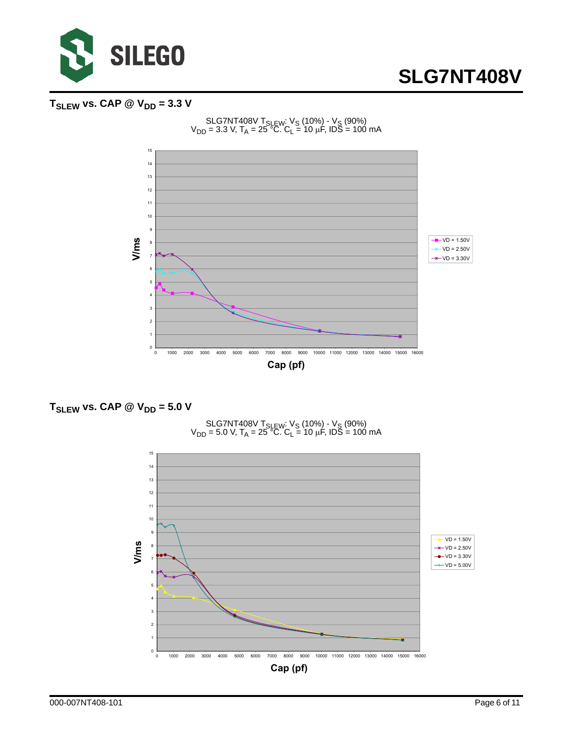## $T_{SLEW}$ vs. CAP @ $V_{DD}$ = 3.3 V

SLG7NT408V $T_{SLEW}$: $V_S$ (10%) - $V_S$ (90%)
$V_{DD}$ = 3.3 V, $T_A$ = 25 °C. $C_L$ = 10 µF, IDS = 100 mA

## $T_{SLEW}$ vs. CAP @ $V_{DD}$ = 5.0 V

SLG7NT408V $T_{SLEW}$: $V_S$ (10%) - $V_S$ (90%)
$V_{DD}$ = 5.0 V, $T_A$ = 25 °C. $C_L$ = 10 µF, IDS = 100 mA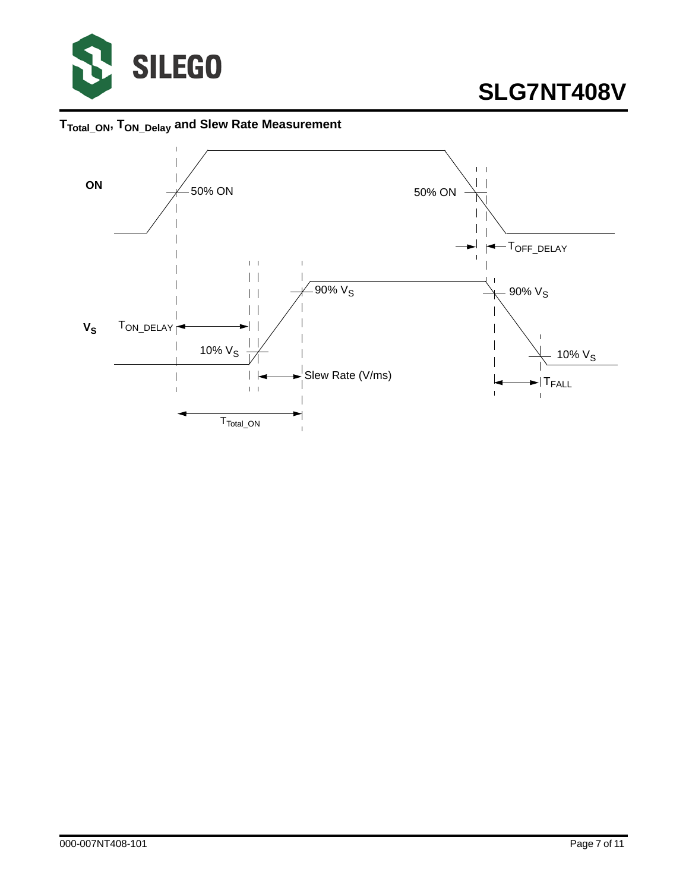### $T_{Total\_ON}$, $T_{ON\_Delay}$ and Slew Rate Measurement

ON

50% ON

50% ON

$T_{OFF\_DELAY}$

90% $V_S$

90% $V_S$

$V_S$

$T_{ON\_DELAY}$

10% $V_S$

10% $V_S$

Slew Rate (V/ms)

$T_{FALL}$

$T_{Total\_ON}$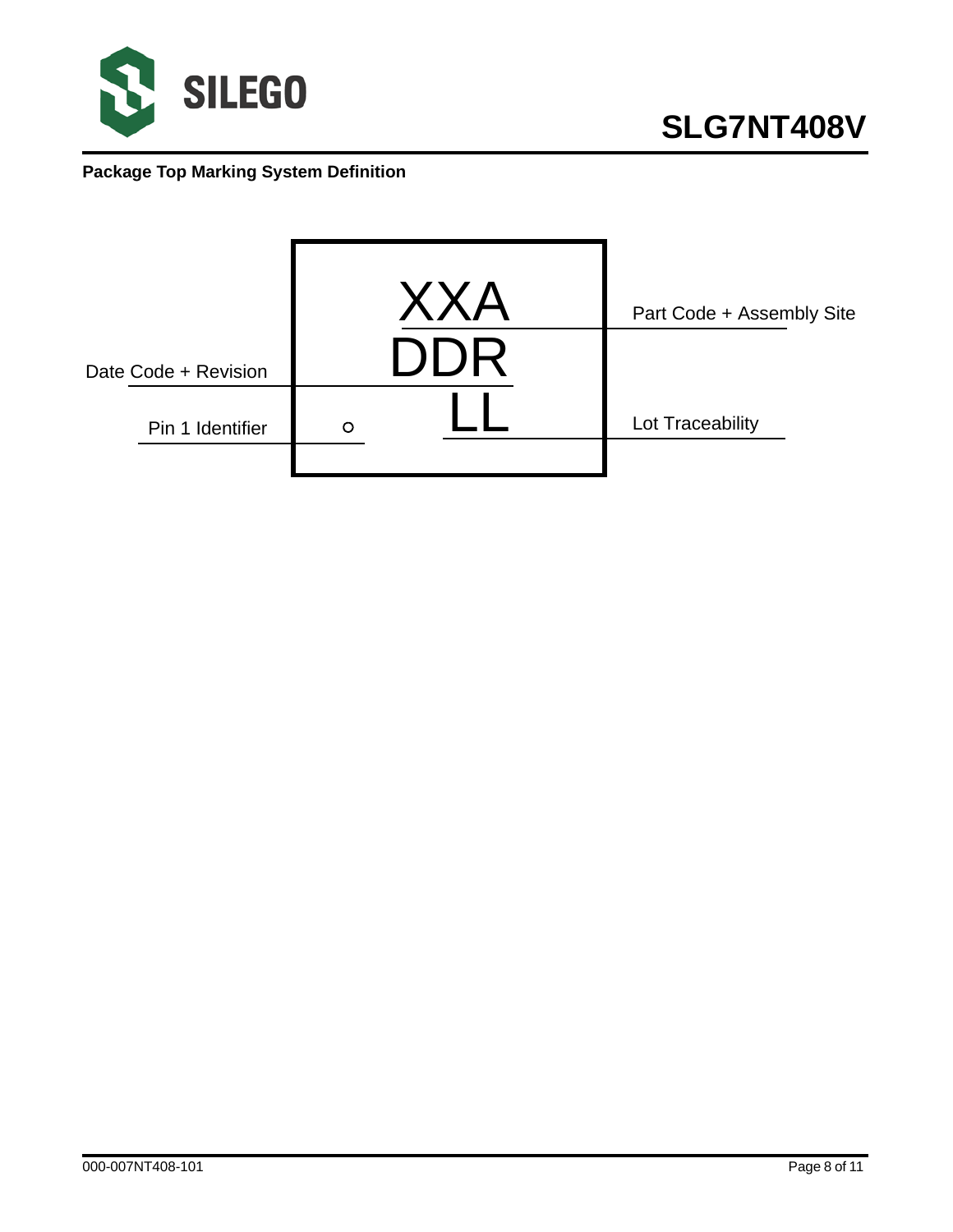**Package Top Marking System Definition**

```
                        XXA          Part Code + Assembly Site
Date Code + Revision    DDR
Pin 1 Identifier    o    LL          Lot Traceability
```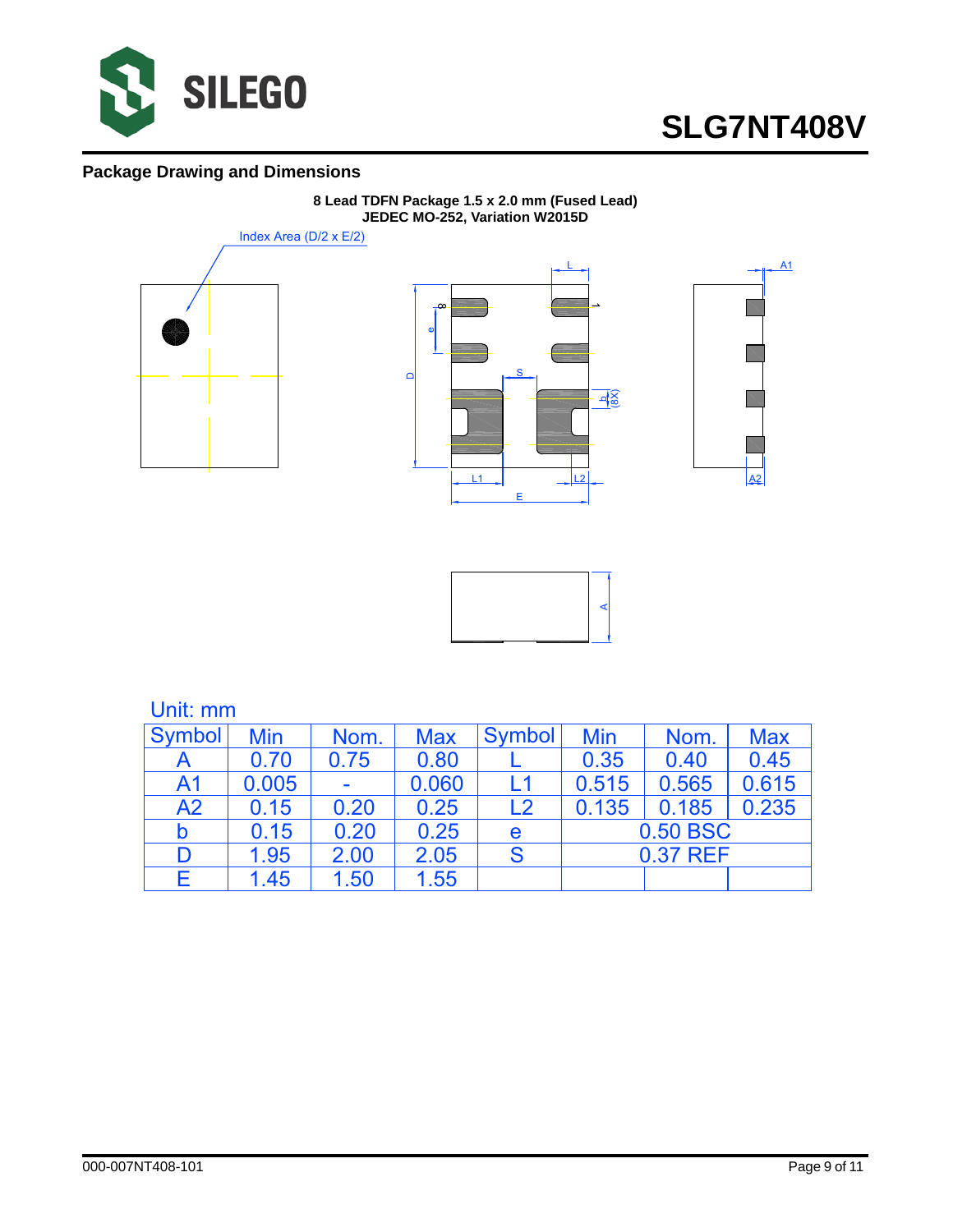## Package Drawing and Dimensions

**8 Lead TDFN Package 1.5 x 2.0 mm (Fused Lead)**
**JEDEC MO-252, Variation W2015D**

Index Area (D/2 x E/2)

Unit: mm

| Symbol | Min | Nom. | Max | Symbol | Min | Nom. | Max |
|---|---|---|---|---|---|---|---|
| A | 0.70 | 0.75 | 0.80 | L | 0.35 | 0.40 | 0.45 |
| A1 | 0.005 | - | 0.060 | L1 | 0.515 | 0.565 | 0.615 |
| A2 | 0.15 | 0.20 | 0.25 | L2 | 0.135 | 0.185 | 0.235 |
| b | 0.15 | 0.20 | 0.25 | e | 0.50 BSC | | |
| D | 1.95 | 2.00 | 2.05 | S | 0.37 REF | | |
| E | 1.45 | 1.50 | 1.55 | | | | |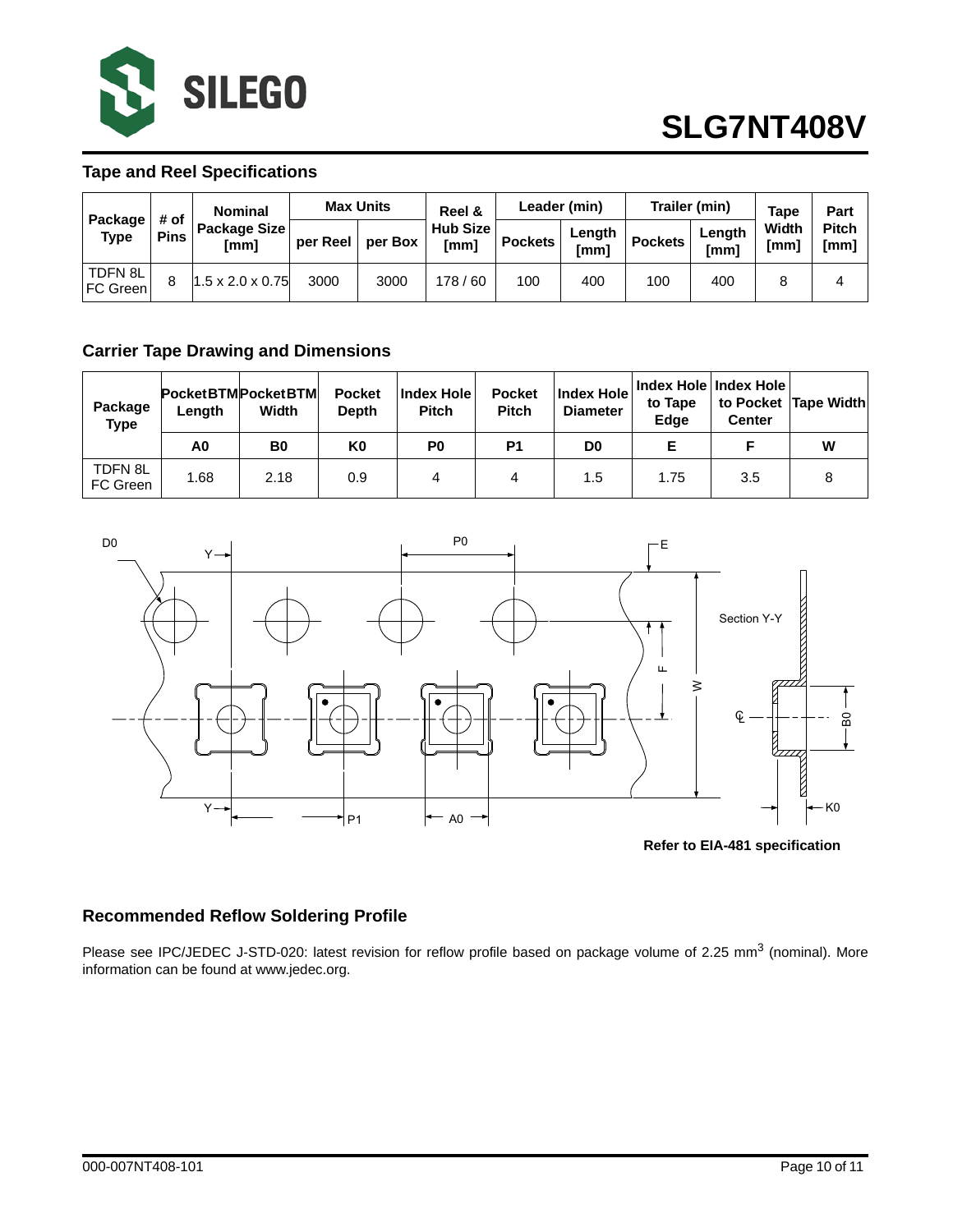## Tape and Reel Specifications

| Package Type | # of Pins | Nominal Package Size [mm] | Max Units | | Reel & Hub Size [mm] | Leader (min) | | Trailer (min) | | Tape Width [mm] | Part Pitch [mm] |
|---|---|---|---|---|---|---|---|---|---|---|---|
| | | | per Reel | per Box | | Pockets | Length [mm] | Pockets | Length [mm] | | |
| TDFN 8L FC Green | 8 | 1.5 x 2.0 x 0.75 | 3000 | 3000 | 178 / 60 | 100 | 400 | 100 | 400 | 8 | 4 |

## Carrier Tape Drawing and Dimensions

| Package Type | Pocket BTM Length | Pocket BTM Width | Pocket Depth | Index Hole Pitch | Pocket Pitch | Index Hole Diameter | Index Hole to Tape Edge | Index Hole to Pocket Center | Tape Width |
|---|---|---|---|---|---|---|---|---|---|
| | A0 | B0 | K0 | P0 | P1 | D0 | E | F | W |
| TDFN 8L FC Green | 1.68 | 2.18 | 0.9 | 4 | 4 | 1.5 | 1.75 | 3.5 | 8 |

Refer to EIA-481 specification

## Recommended Reflow Soldering Profile

Please see IPC/JEDEC J-STD-020: latest revision for reflow profile based on package volume of 2.25 $mm^3$ (nominal). More information can be found at www.jedec.org.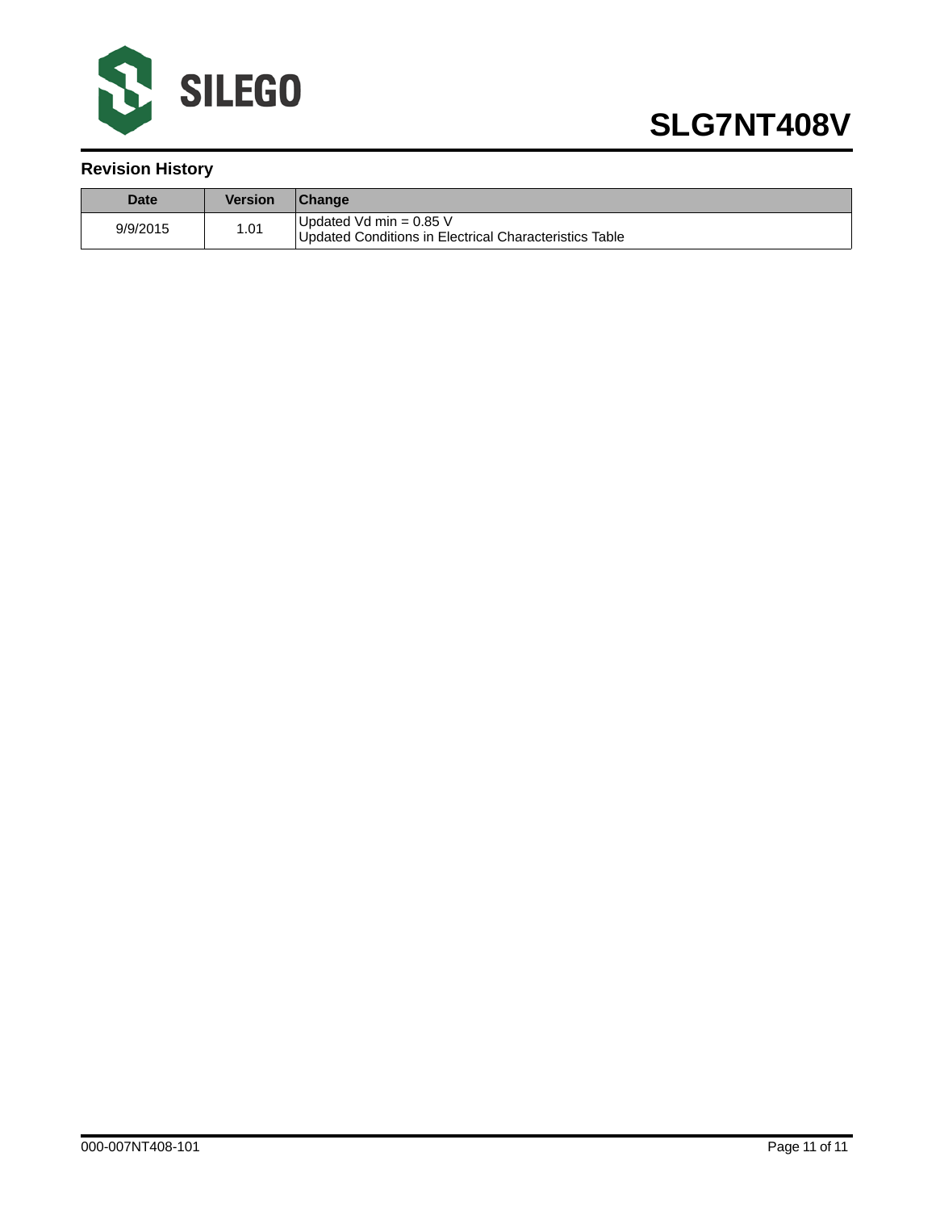## Revision History

| Date | Version | Change |
| --- | --- | --- |
| 9/9/2015 | 1.01 | Updated Vd min = 0.85 V<br>Updated Conditions in Electrical Characteristics Table |